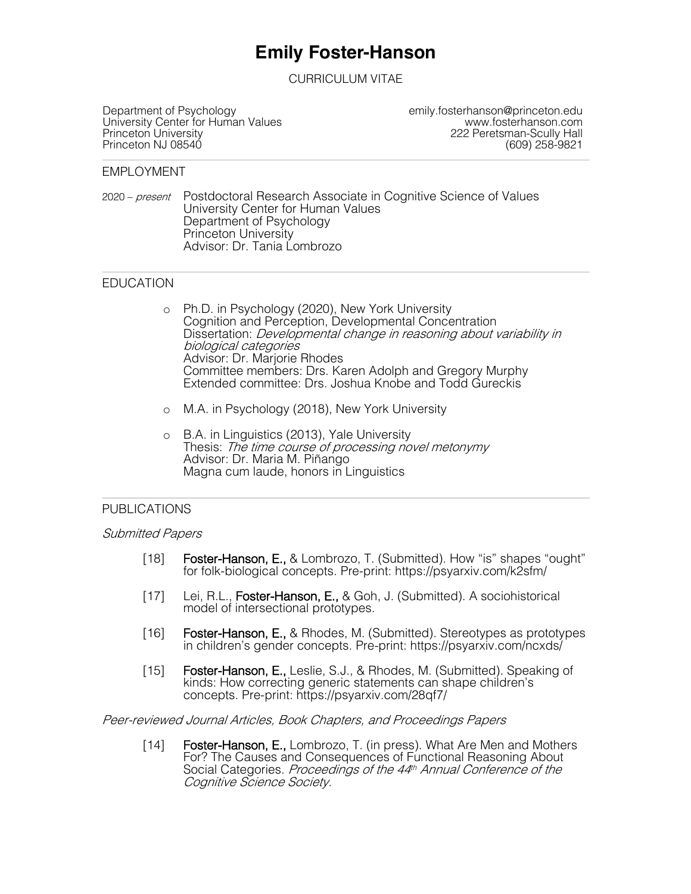# Emily Foster-Hanson

CURRICULUM VITAE

Department of Psychology
University Center for Human Values
Princeton University
Princeton NJ 08540

emily.fosterhanson@princeton.edu
www.fosterhanson.com
222 Peretsman-Scully Hall
(609) 258-9821

## EMPLOYMENT

2020 – *present* Postdoctoral Research Associate in Cognitive Science of Values
University Center for Human Values
Department of Psychology
Princeton University
Advisor: Dr. Tania Lombrozo

## EDUCATION

- Ph.D. in Psychology (2020), New York University
  Cognition and Perception, Developmental Concentration
  Dissertation: *Developmental change in reasoning about variability in biological categories*
  Advisor: Dr. Marjorie Rhodes
  Committee members: Drs. Karen Adolph and Gregory Murphy
  Extended committee: Drs. Joshua Knobe and Todd Gureckis

- M.A. in Psychology (2018), New York University

- B.A. in Linguistics (2013), Yale University
  Thesis: *The time course of processing novel metonymy*
  Advisor: Dr. Maria M. Piñango
  Magna cum laude, honors in Linguistics

## PUBLICATIONS

*Submitted Papers*

[18] **Foster-Hanson, E.,** & Lombrozo, T. (Submitted). How "is" shapes "ought" for folk-biological concepts. Pre-print: https://psyarxiv.com/k2sfm/

[17] Lei, R.L., **Foster-Hanson, E.,** & Goh, J. (Submitted). A sociohistorical model of intersectional prototypes.

[16] **Foster-Hanson, E.,** & Rhodes, M. (Submitted). Stereotypes as prototypes in children's gender concepts. Pre-print: https://psyarxiv.com/ncxds/

[15] **Foster-Hanson, E.,** Leslie, S.J., & Rhodes, M. (Submitted). Speaking of kinds: How correcting generic statements can shape children's concepts. Pre-print: https://psyarxiv.com/28qf7/

*Peer-reviewed Journal Articles, Book Chapters, and Proceedings Papers*

[14] **Foster-Hanson, E.,** Lombrozo, T. (in press). What Are Men and Mothers For? The Causes and Consequences of Functional Reasoning About Social Categories. *Proceedings of the 44th Annual Conference of the Cognitive Science Society.*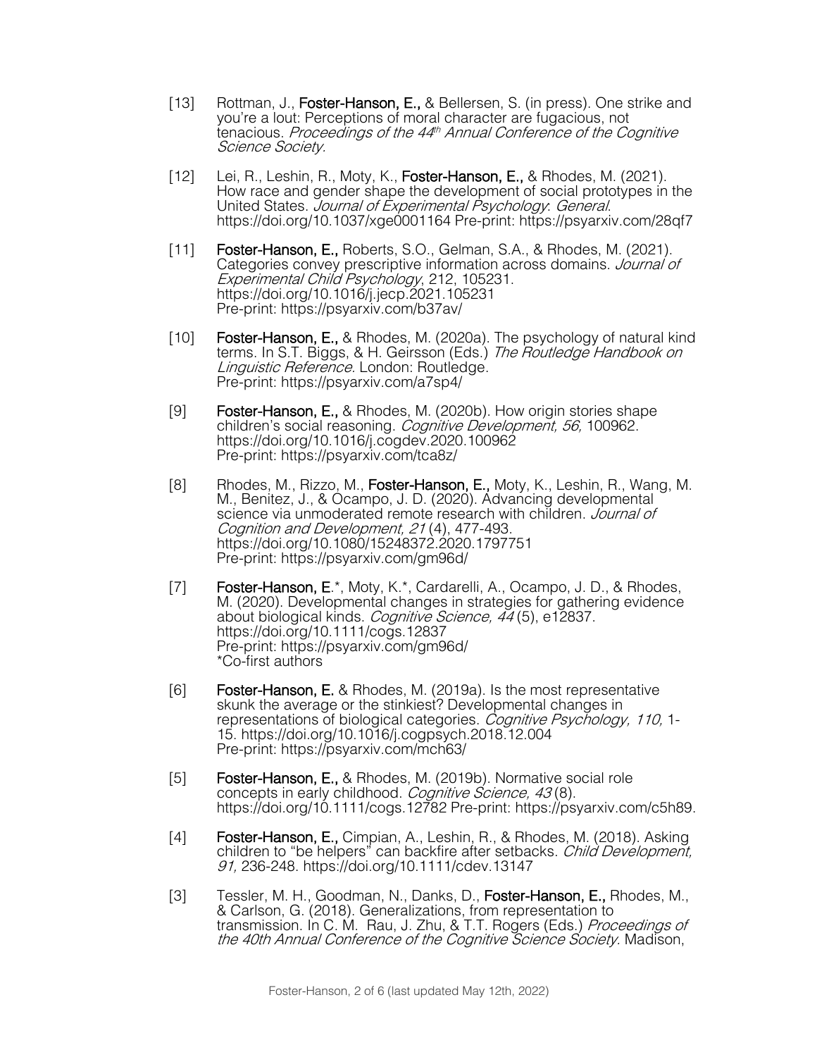[13] Rottman, J., **Foster-Hanson, E.,** & Bellersen, S. (in press). One strike and you're a lout: Perceptions of moral character are fugacious, not tenacious. *Proceedings of the 44th Annual Conference of the Cognitive Science Society*.

[12] Lei, R., Leshin, R., Moty, K., **Foster-Hanson, E.,** & Rhodes, M. (2021). How race and gender shape the development of social prototypes in the United States. *Journal of Experimental Psychology: General*. https://doi.org/10.1037/xge0001164 Pre-print: https://psyarxiv.com/28qf7

[11] **Foster-Hanson, E.,** Roberts, S.O., Gelman, S.A., & Rhodes, M. (2021). Categories convey prescriptive information across domains. *Journal of Experimental Child Psychology*, 212, 105231. https://doi.org/10.1016/j.jecp.2021.105231 Pre-print: https://psyarxiv.com/b37av/

[10] **Foster-Hanson, E.,** & Rhodes, M. (2020a). The psychology of natural kind terms. In S.T. Biggs, & H. Geirsson (Eds.) *The Routledge Handbook on Linguistic Reference*. London: Routledge. Pre-print: https://psyarxiv.com/a7sp4/

[9] **Foster-Hanson, E.,** & Rhodes, M. (2020b). How origin stories shape children's social reasoning. *Cognitive Development, 56,* 100962. https://doi.org/10.1016/j.cogdev.2020.100962 Pre-print: https://psyarxiv.com/tca8z/

[8] Rhodes, M., Rizzo, M., **Foster-Hanson, E.,** Moty, K., Leshin, R., Wang, M. M., Benitez, J., & Ocampo, J. D. (2020). Advancing developmental science via unmoderated remote research with children. *Journal of Cognition and Development, 21* (4), 477-493. https://doi.org/10.1080/15248372.2020.1797751 Pre-print: https://psyarxiv.com/gm96d/

[7] **Foster-Hanson, E.**\*, Moty, K.\*, Cardarelli, A., Ocampo, J. D., & Rhodes, M. (2020). Developmental changes in strategies for gathering evidence about biological kinds. *Cognitive Science, 44* (5), e12837. https://doi.org/10.1111/cogs.12837 Pre-print: https://psyarxiv.com/gm96d/
\*Co-first authors

[6] **Foster-Hanson, E.** & Rhodes, M. (2019a). Is the most representative skunk the average or the stinkiest? Developmental changes in representations of biological categories. *Cognitive Psychology, 110,* 1-15. https://doi.org/10.1016/j.cogpsych.2018.12.004 Pre-print: https://psyarxiv.com/mch63/

[5] **Foster-Hanson, E.,** & Rhodes, M. (2019b). Normative social role concepts in early childhood. *Cognitive Science, 43* (8). https://doi.org/10.1111/cogs.12782 Pre-print: https://psyarxiv.com/c5h89.

[4] **Foster-Hanson, E.,** Cimpian, A., Leshin, R., & Rhodes, M. (2018). Asking children to "be helpers" can backfire after setbacks. *Child Development, 91,* 236-248. https://doi.org/10.1111/cdev.13147

[3] Tessler, M. H., Goodman, N., Danks, D., **Foster-Hanson, E.,** Rhodes, M., & Carlson, G. (2018). Generalizations, from representation to transmission. In C. M. Rau, J. Zhu, & T.T. Rogers (Eds.) *Proceedings of the 40th Annual Conference of the Cognitive Science Society*. Madison,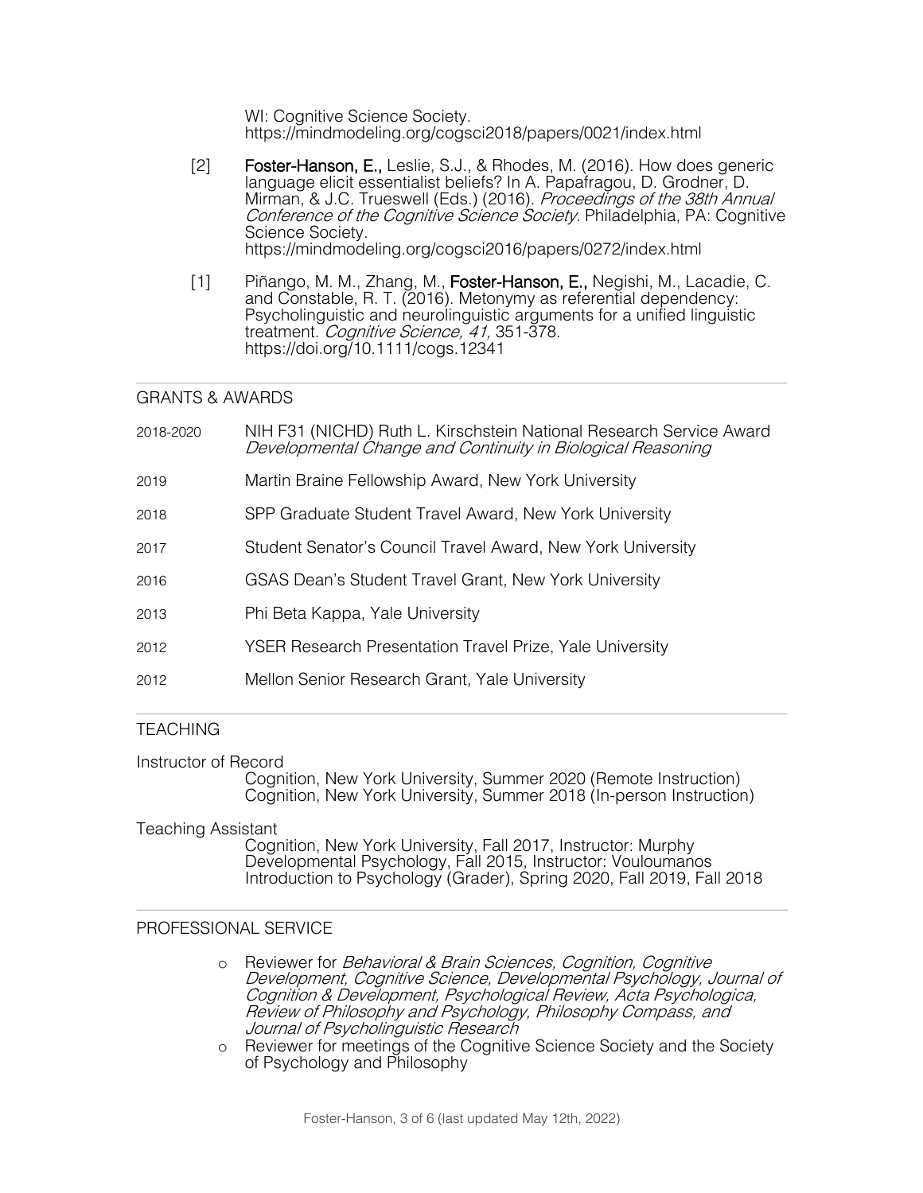WI: Cognitive Science Society.
https://mindmodeling.org/cogsci2018/papers/0021/index.html

[2] **Foster-Hanson, E.,** Leslie, S.J., & Rhodes, M. (2016). How does generic language elicit essentialist beliefs? In A. Papafragou, D. Grodner, D. Mirman, & J.C. Trueswell (Eds.) (2016). *Proceedings of the 38th Annual Conference of the Cognitive Science Society.* Philadelphia, PA: Cognitive Science Society.
https://mindmodeling.org/cogsci2016/papers/0272/index.html

[1] Piñango, M. M., Zhang, M., **Foster-Hanson, E.,** Negishi, M., Lacadie, C. and Constable, R. T. (2016). Metonymy as referential dependency: Psycholinguistic and neurolinguistic arguments for a unified linguistic treatment. *Cognitive Science, 41,* 351-378.
https://doi.org/10.1111/cogs.12341

## GRANTS & AWARDS

2018-2020 NIH F31 (NICHD) Ruth L. Kirschstein National Research Service Award
*Developmental Change and Continuity in Biological Reasoning*

2019 Martin Braine Fellowship Award, New York University

2018 SPP Graduate Student Travel Award, New York University

2017 Student Senator's Council Travel Award, New York University

2016 GSAS Dean's Student Travel Grant, New York University

2013 Phi Beta Kappa, Yale University

2012 YSER Research Presentation Travel Prize, Yale University

2012 Mellon Senior Research Grant, Yale University

## TEACHING

Instructor of Record

Cognition, New York University, Summer 2020 (Remote Instruction)
Cognition, New York University, Summer 2018 (In-person Instruction)

Teaching Assistant

Cognition, New York University, Fall 2017, Instructor: Murphy
Developmental Psychology, Fall 2015, Instructor: Vouloumanos
Introduction to Psychology (Grader), Spring 2020, Fall 2019, Fall 2018

## PROFESSIONAL SERVICE

- Reviewer for *Behavioral & Brain Sciences, Cognition, Cognitive Development, Cognitive Science, Developmental Psychology, Journal of Cognition & Development, Psychological Review, Acta Psychologica, Review of Philosophy and Psychology, Philosophy Compass, and Journal of Psycholinguistic Research*
- Reviewer for meetings of the Cognitive Science Society and the Society of Psychology and Philosophy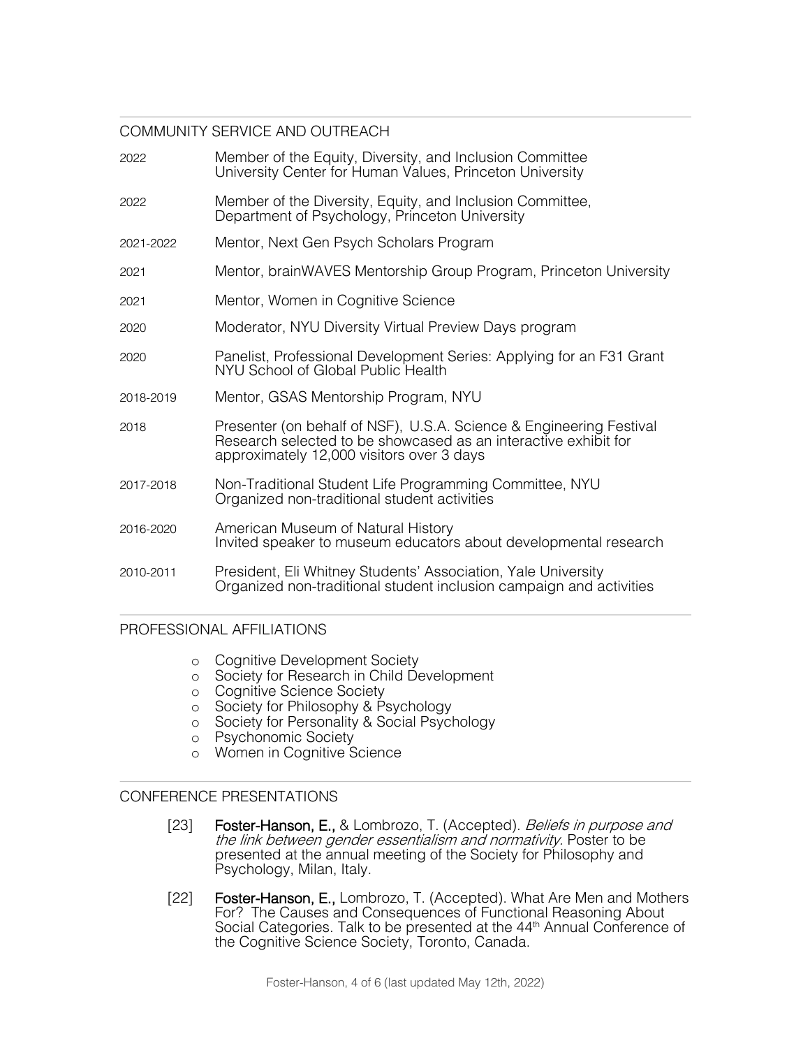## COMMUNITY SERVICE AND OUTREACH

2022 Member of the Equity, Diversity, and Inclusion Committee
University Center for Human Values, Princeton University

2022 Member of the Diversity, Equity, and Inclusion Committee, Department of Psychology, Princeton University

2021-2022 Mentor, Next Gen Psych Scholars Program

2021 Mentor, brainWAVES Mentorship Group Program, Princeton University

2021 Mentor, Women in Cognitive Science

2020 Moderator, NYU Diversity Virtual Preview Days program

2020 Panelist, Professional Development Series: Applying for an F31 Grant
NYU School of Global Public Health

2018-2019 Mentor, GSAS Mentorship Program, NYU

2018 Presenter (on behalf of NSF), U.S.A. Science & Engineering Festival
Research selected to be showcased as an interactive exhibit for approximately 12,000 visitors over 3 days

2017-2018 Non-Traditional Student Life Programming Committee, NYU
Organized non-traditional student activities

2016-2020 American Museum of Natural History
Invited speaker to museum educators about developmental research

2010-2011 President, Eli Whitney Students' Association, Yale University
Organized non-traditional student inclusion campaign and activities

## PROFESSIONAL AFFILIATIONS

- Cognitive Development Society
- Society for Research in Child Development
- Cognitive Science Society
- Society for Philosophy & Psychology
- Society for Personality & Social Psychology
- Psychonomic Society
- Women in Cognitive Science

## CONFERENCE PRESENTATIONS

[23] **Foster-Hanson, E.,** & Lombrozo, T. (Accepted). *Beliefs in purpose and the link between gender essentialism and normativity.* Poster to be presented at the annual meeting of the Society for Philosophy and Psychology, Milan, Italy.

[22] **Foster-Hanson, E.,** Lombrozo, T. (Accepted). What Are Men and Mothers For? The Causes and Consequences of Functional Reasoning About Social Categories. Talk to be presented at the 44th Annual Conference of the Cognitive Science Society, Toronto, Canada.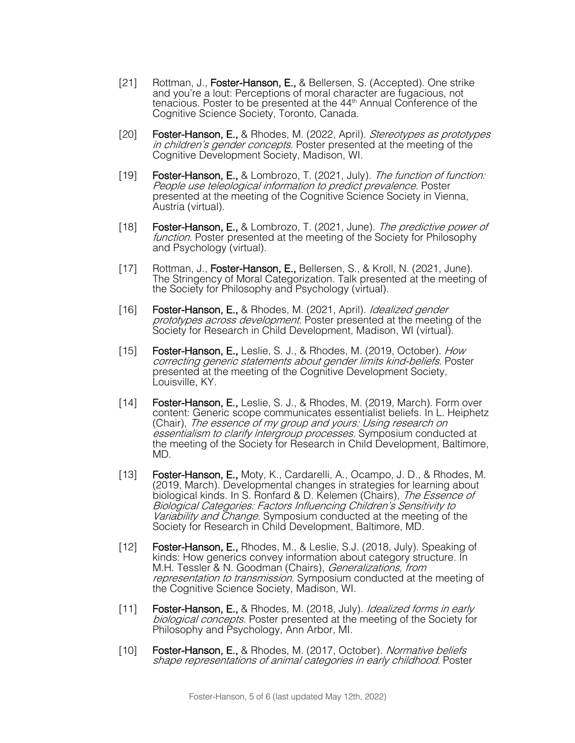[21] Rottman, J., **Foster-Hanson, E.,** & Bellersen, S. (Accepted). One strike and you're a lout: Perceptions of moral character are fugacious, not tenacious. Poster to be presented at the 44th Annual Conference of the Cognitive Science Society, Toronto, Canada.

[20] **Foster-Hanson, E.,** & Rhodes, M. (2022, April). *Stereotypes as prototypes in children's gender concepts*. Poster presented at the meeting of the Cognitive Development Society, Madison, WI.

[19] **Foster-Hanson, E.,** & Lombrozo, T. (2021, July). *The function of function: People use teleological information to predict prevalence*. Poster presented at the meeting of the Cognitive Science Society in Vienna, Austria (virtual).

[18] **Foster-Hanson, E.,** & Lombrozo, T. (2021, June). *The predictive power of function*. Poster presented at the meeting of the Society for Philosophy and Psychology (virtual).

[17] Rottman, J., **Foster-Hanson, E.,** Bellersen, S., & Kroll, N. (2021, June). The Stringency of Moral Categorization. Talk presented at the meeting of the Society for Philosophy and Psychology (virtual).

[16] **Foster-Hanson, E.,** & Rhodes, M. (2021, April). *Idealized gender prototypes across development*. Poster presented at the meeting of the Society for Research in Child Development, Madison, WI (virtual).

[15] **Foster-Hanson, E.,** Leslie, S. J., & Rhodes, M. (2019, October). *How correcting generic statements about gender limits kind-beliefs.* Poster presented at the meeting of the Cognitive Development Society, Louisville, KY.

[14] **Foster-Hanson, E.,** Leslie, S. J., & Rhodes, M. (2019, March). Form over content: Generic scope communicates essentialist beliefs. In L. Heiphetz (Chair), *The essence of my group and yours: Using research on essentialism to clarify intergroup processes.* Symposium conducted at the meeting of the Society for Research in Child Development, Baltimore, MD.

[13] **Foster-Hanson, E.,** Moty, K., Cardarelli, A., Ocampo, J. D., & Rhodes, M. (2019, March). Developmental changes in strategies for learning about biological kinds. In S. Ronfard & D. Kelemen (Chairs), *The Essence of Biological Categories: Factors Influencing Children's Sensitivity to Variability and Change.* Symposium conducted at the meeting of the Society for Research in Child Development, Baltimore, MD.

[12] **Foster-Hanson, E.,** Rhodes, M., & Leslie, S.J. (2018, July). Speaking of kinds: How generics convey information about category structure. In M.H. Tessler & N. Goodman (Chairs), *Generalizations, from representation to transmission.* Symposium conducted at the meeting of the Cognitive Science Society, Madison, WI.

[11] **Foster-Hanson, E.,** & Rhodes, M. (2018, July). *Idealized forms in early biological concepts.* Poster presented at the meeting of the Society for Philosophy and Psychology, Ann Arbor, MI.

[10] **Foster-Hanson, E.,** & Rhodes, M. (2017, October). *Normative beliefs shape representations of animal categories in early childhood.* Poster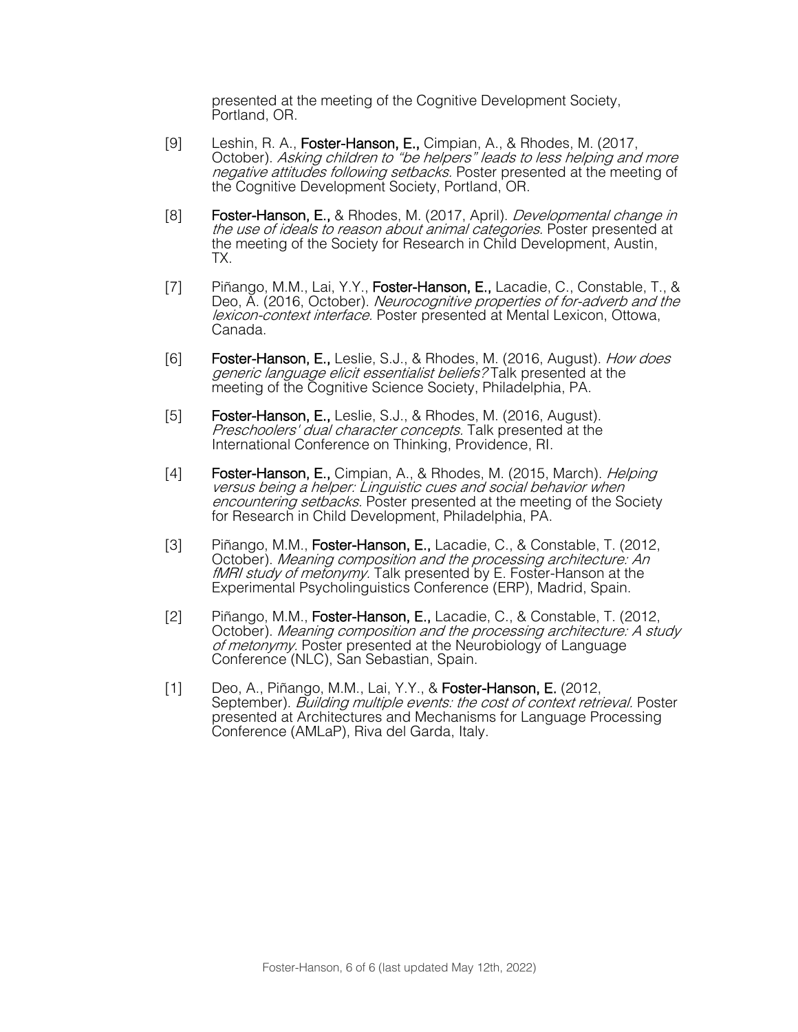presented at the meeting of the Cognitive Development Society, Portland, OR.

[9] Leshin, R. A., **Foster-Hanson, E.,** Cimpian, A., & Rhodes, M. (2017, October). *Asking children to "be helpers" leads to less helping and more negative attitudes following setbacks.* Poster presented at the meeting of the Cognitive Development Society, Portland, OR.

[8] **Foster-Hanson, E.,** & Rhodes, M. (2017, April). *Developmental change in the use of ideals to reason about animal categories.* Poster presented at the meeting of the Society for Research in Child Development, Austin, TX.

[7] Piñango, M.M., Lai, Y.Y., **Foster-Hanson, E.,** Lacadie, C., Constable, T., & Deo, A. (2016, October). *Neurocognitive properties of for-adverb and the lexicon-context interface.* Poster presented at Mental Lexicon, Ottowa, Canada.

[6] **Foster-Hanson, E.,** Leslie, S.J., & Rhodes, M. (2016, August). *How does generic language elicit essentialist beliefs?* Talk presented at the meeting of the Cognitive Science Society, Philadelphia, PA.

[5] **Foster-Hanson, E.,** Leslie, S.J., & Rhodes, M. (2016, August). *Preschoolers' dual character concepts.* Talk presented at the International Conference on Thinking, Providence, RI.

[4] **Foster-Hanson, E.,** Cimpian, A., & Rhodes, M. (2015, March). *Helping versus being a helper: Linguistic cues and social behavior when encountering setbacks.* Poster presented at the meeting of the Society for Research in Child Development, Philadelphia, PA.

[3] Piñango, M.M., **Foster-Hanson, E.,** Lacadie, C., & Constable, T. (2012, October). *Meaning composition and the processing architecture: An fMRI study of metonymy.* Talk presented by E. Foster-Hanson at the Experimental Psycholinguistics Conference (ERP), Madrid, Spain.

[2] Piñango, M.M., **Foster-Hanson, E.,** Lacadie, C., & Constable, T. (2012, October). *Meaning composition and the processing architecture: A study of metonymy.* Poster presented at the Neurobiology of Language Conference (NLC), San Sebastian, Spain.

[1] Deo, A., Piñango, M.M., Lai, Y.Y., & **Foster-Hanson, E.** (2012, September). *Building multiple events: the cost of context retrieval.* Poster presented at Architectures and Mechanisms for Language Processing Conference (AMLaP), Riva del Garda, Italy.